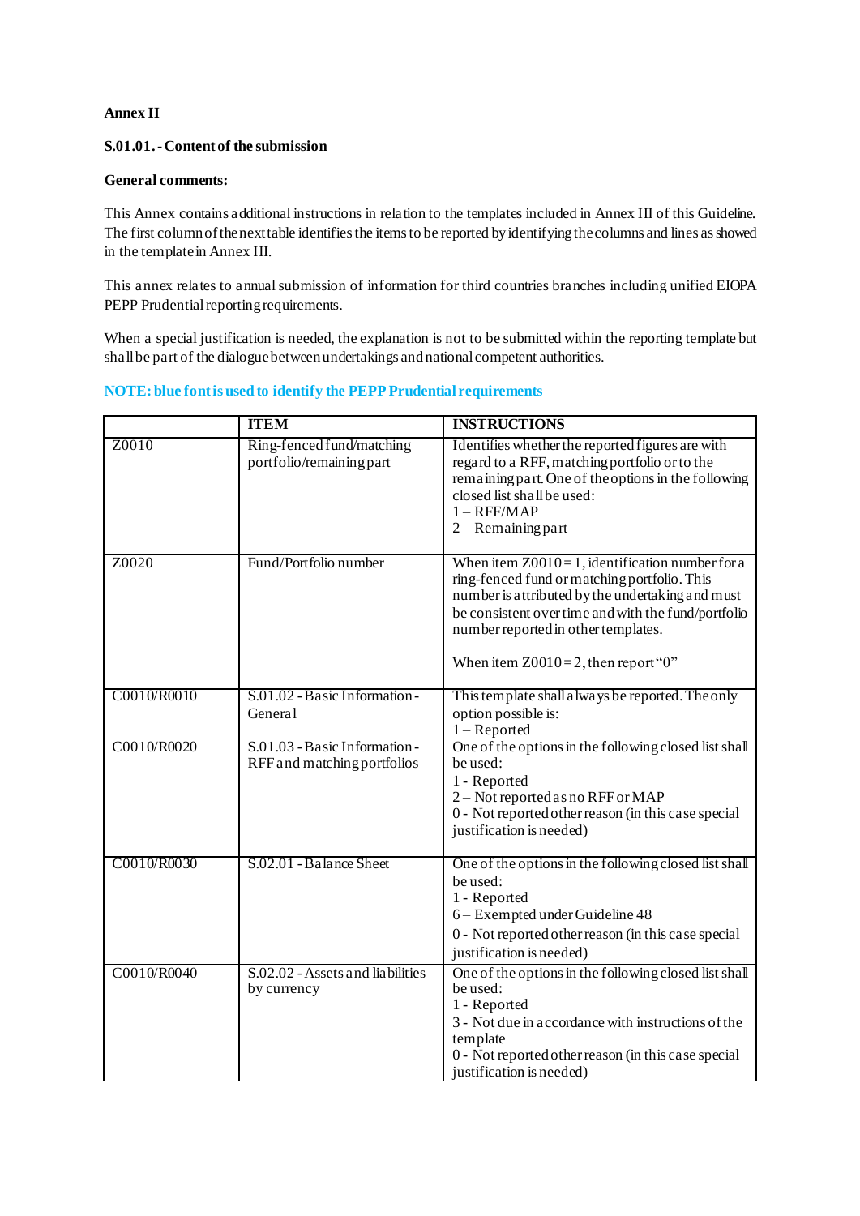**Annex II**

**S.01.01. - Content of the submission**

**General comments:**

This Annex contains additional instructions in relation to the templates included in Annex III of this Guideline. The first column of the next table identifies the items to be reported by identifying the columns and lines as showed in the template in Annex III.

This annex relates to annual submission of information for third countries branches including unified EIOPA PEPP Prudential reporting requirements.

When a special justification is needed, the explanation is not to be submitted within the reporting template but shall be part of the dialogue between undertakings and national competent authorities.

**NOTE: blue font is used to identify the PEPP Prudential requirements**

| | ITEM | INSTRUCTIONS |
|---|---|---|
| Z0010 | Ring-fenced fund/matching portfolio/remaining part | Identifies whether the reported figures are with regard to a RFF, matching portfolio or to the remaining part. One of the options in the following closed list shall be used:<br>1 – RFF/MAP<br>2 – Remaining part |
| Z0020 | Fund/Portfolio number | When item Z0010 = 1, identification number for a ring-fenced fund or matching portfolio. This number is attributed by the undertaking and must be consistent over time and with the fund/portfolio number reported in other templates.<br><br>When item Z0010 = 2, then report "0" |
| C0010/R0010 | S.01.02 - Basic Information - General | This template shall always be reported. The only option possible is:<br>1 – Reported |
| C0010/R0020 | S.01.03 - Basic Information - RFF and matching portfolios | One of the options in the following closed list shall be used:<br>1 - Reported<br>2 – Not reported as no RFF or MAP<br>0 - Not reported other reason (in this case special justification is needed) |
| C0010/R0030 | S.02.01 - Balance Sheet | One of the options in the following closed list shall be used:<br>1 - Reported<br>6 – Exempted under Guideline 48<br>0 - Not reported other reason (in this case special justification is needed) |
| C0010/R0040 | S.02.02 - Assets and liabilities by currency | One of the options in the following closed list shall be used:<br>1 - Reported<br>3 - Not due in accordance with instructions of the template<br>0 - Not reported other reason (in this case special justification is needed) |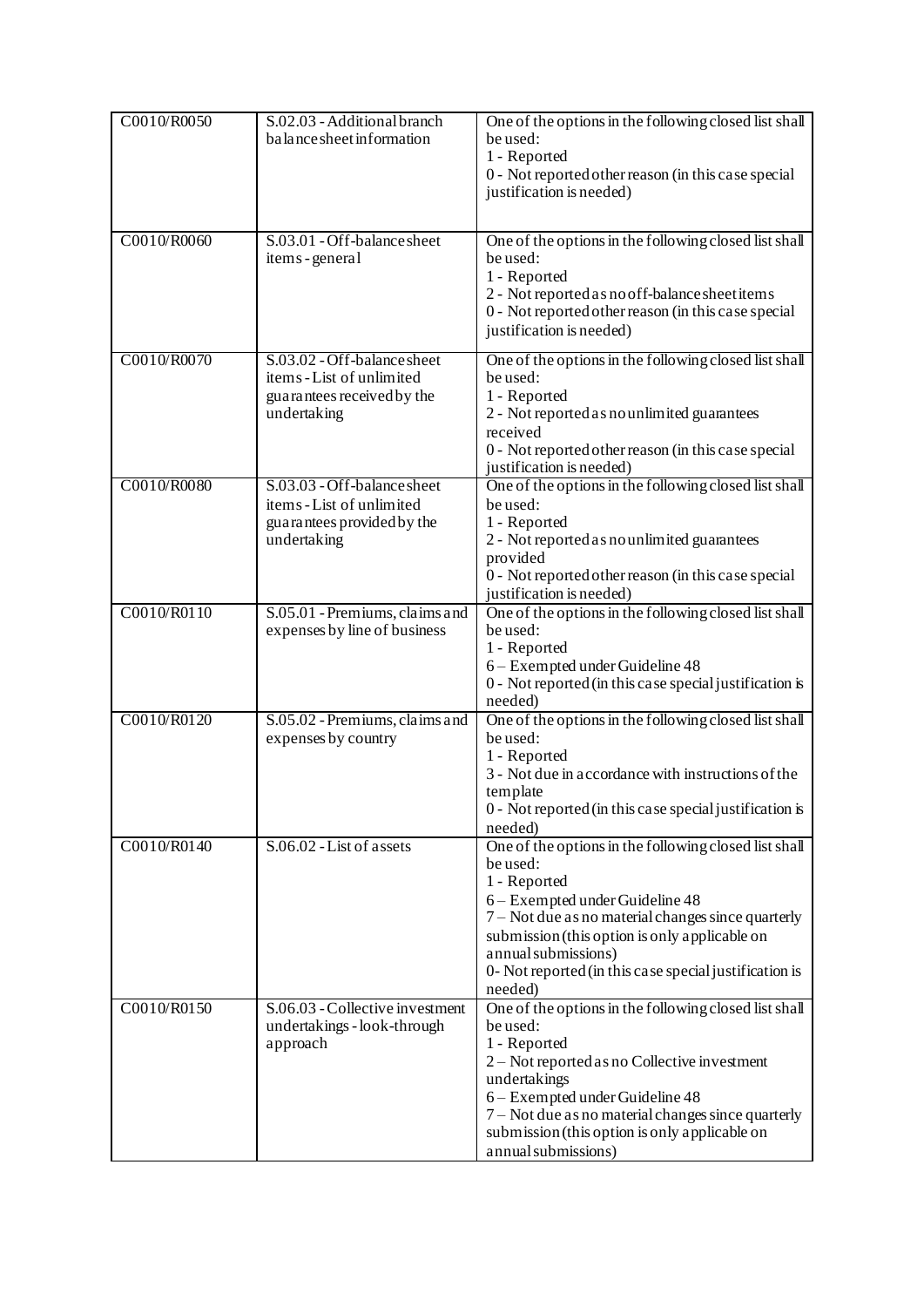| C0010/R0050 | S.02.03 - Additional branch balance sheet information | One of the options in the following closed list shall be used:<br>1 - Reported<br>0 - Not reported other reason (in this case special justification is needed) |
|---|---|---|
| C0010/R0060 | S.03.01 - Off-balance sheet items - general | One of the options in the following closed list shall be used:<br>1 - Reported<br>2 - Not reported as no off-balance sheet items<br>0 - Not reported other reason (in this case special justification is needed) |
| C0010/R0070 | S.03.02 - Off-balance sheet items - List of unlimited guarantees received by the undertaking | One of the options in the following closed list shall be used:<br>1 - Reported<br>2 - Not reported as no unlimited guarantees received<br>0 - Not reported other reason (in this case special justification is needed) |
| C0010/R0080 | S.03.03 - Off-balance sheet items - List of unlimited guarantees provided by the undertaking | One of the options in the following closed list shall be used:<br>1 - Reported<br>2 - Not reported as no unlimited guarantees provided<br>0 - Not reported other reason (in this case special justification is needed) |
| C0010/R0110 | S.05.01 - Premiums, claims and expenses by line of business | One of the options in the following closed list shall be used:<br>1 - Reported<br>6 – Exempted under Guideline 48<br>0 - Not reported (in this case special justification is needed) |
| C0010/R0120 | S.05.02 - Premiums, claims and expenses by country | One of the options in the following closed list shall be used:<br>1 - Reported<br>3 - Not due in accordance with instructions of the template<br>0 - Not reported (in this case special justification is needed) |
| C0010/R0140 | S.06.02 - List of assets | One of the options in the following closed list shall be used:<br>1 - Reported<br>6 – Exempted under Guideline 48<br>7 – Not due as no material changes since quarterly submission (this option is only applicable on annual submissions)<br>0- Not reported (in this case special justification is needed) |
| C0010/R0150 | S.06.03 - Collective investment undertakings - look-through approach | One of the options in the following closed list shall be used:<br>1 - Reported<br>2 – Not reported as no Collective investment undertakings<br>6 – Exempted under Guideline 48<br>7 – Not due as no material changes since quarterly submission (this option is only applicable on annual submissions) |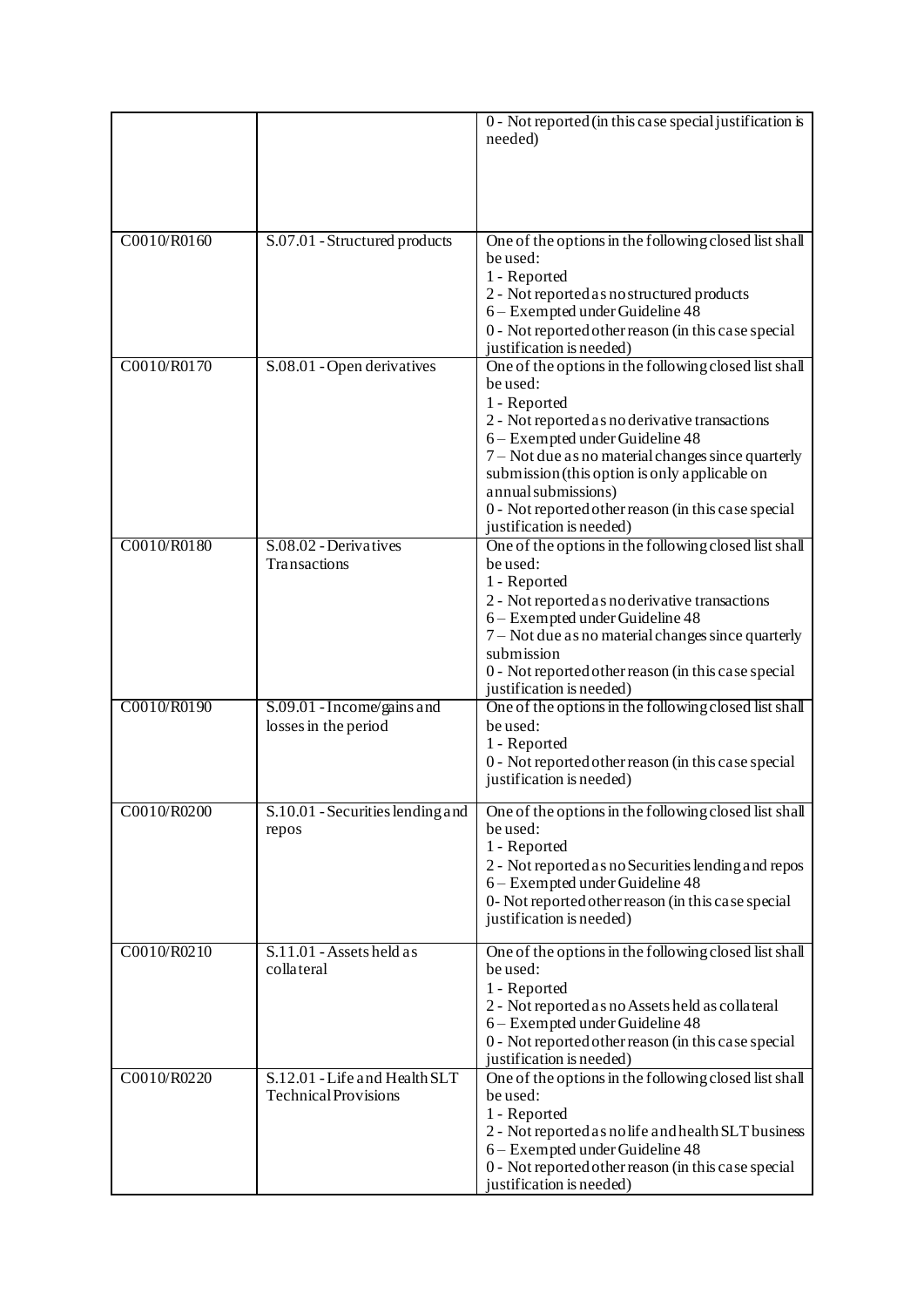| | | |
|---|---|---|
| | | 0 - Not reported (in this case special justification is needed) |
| C0010/R0160 | S.07.01 - Structured products | One of the options in the following closed list shall be used:<br>1 - Reported<br>2 - Not reported as no structured products<br>6 – Exempted under Guideline 48<br>0 - Not reported other reason (in this case special justification is needed) |
| C0010/R0170 | S.08.01 - Open derivatives | One of the options in the following closed list shall be used:<br>1 - Reported<br>2 - Not reported as no derivative transactions<br>6 – Exempted under Guideline 48<br>7 – Not due as no material changes since quarterly submission (this option is only applicable on annual submissions)<br>0 - Not reported other reason (in this case special justification is needed) |
| C0010/R0180 | S.08.02 - Derivatives Transactions | One of the options in the following closed list shall be used:<br>1 - Reported<br>2 - Not reported as no derivative transactions<br>6 – Exempted under Guideline 48<br>7 – Not due as no material changes since quarterly submission<br>0 - Not reported other reason (in this case special justification is needed) |
| C0010/R0190 | S.09.01 - Income/gains and losses in the period | One of the options in the following closed list shall be used:<br>1 - Reported<br>0 - Not reported other reason (in this case special justification is needed) |
| C0010/R0200 | S.10.01 - Securities lending and repos | One of the options in the following closed list shall be used:<br>1 - Reported<br>2 - Not reported as no Securities lending and repos<br>6 – Exempted under Guideline 48<br>0- Not reported other reason (in this case special justification is needed) |
| C0010/R0210 | S.11.01 - Assets held as collateral | One of the options in the following closed list shall be used:<br>1 - Reported<br>2 - Not reported as no Assets held as collateral<br>6 – Exempted under Guideline 48<br>0 - Not reported other reason (in this case special justification is needed) |
| C0010/R0220 | S.12.01 - Life and Health SLT Technical Provisions | One of the options in the following closed list shall be used:<br>1 - Reported<br>2 - Not reported as no life and health SLT business<br>6 – Exempted under Guideline 48<br>0 - Not reported other reason (in this case special justification is needed) |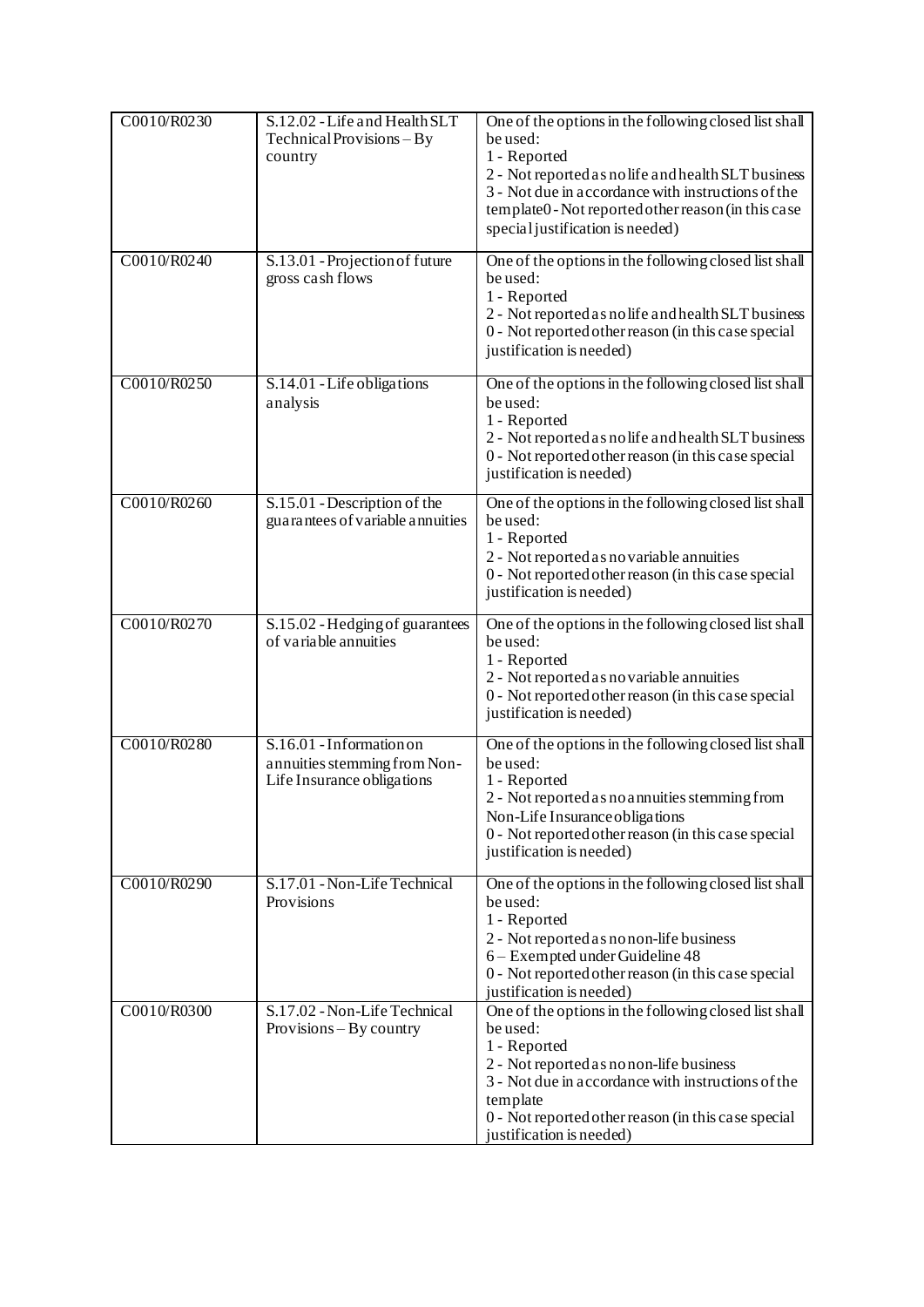| | | |
|---|---|---|
| C0010/R0230 | S.12.02 - Life and Health SLT Technical Provisions – By country | One of the options in the following closed list shall be used:<br>1 - Reported<br>2 - Not reported as no life and health SLT business<br>3 - Not due in accordance with instructions of the template0 - Not reported other reason (in this case special justification is needed) |
| C0010/R0240 | S.13.01 - Projection of future gross cash flows | One of the options in the following closed list shall be used:<br>1 - Reported<br>2 - Not reported as no life and health SLT business<br>0 - Not reported other reason (in this case special justification is needed) |
| C0010/R0250 | S.14.01 - Life obligations analysis | One of the options in the following closed list shall be used:<br>1 - Reported<br>2 - Not reported as no life and health SLT business<br>0 - Not reported other reason (in this case special justification is needed) |
| C0010/R0260 | S.15.01 - Description of the guarantees of variable annuities | One of the options in the following closed list shall be used:<br>1 - Reported<br>2 - Not reported as no variable annuities<br>0 - Not reported other reason (in this case special justification is needed) |
| C0010/R0270 | S.15.02 - Hedging of guarantees of variable annuities | One of the options in the following closed list shall be used:<br>1 - Reported<br>2 - Not reported as no variable annuities<br>0 - Not reported other reason (in this case special justification is needed) |
| C0010/R0280 | S.16.01 - Information on annuities stemming from Non-Life Insurance obligations | One of the options in the following closed list shall be used:<br>1 - Reported<br>2 - Not reported as no annuities stemming from Non-Life Insurance obligations<br>0 - Not reported other reason (in this case special justification is needed) |
| C0010/R0290 | S.17.01 - Non-Life Technical Provisions | One of the options in the following closed list shall be used:<br>1 - Reported<br>2 - Not reported as no non-life business<br>6 – Exempted under Guideline 48<br>0 - Not reported other reason (in this case special justification is needed) |
| C0010/R0300 | S.17.02 - Non-Life Technical Provisions – By country | One of the options in the following closed list shall be used:<br>1 - Reported<br>2 - Not reported as no non-life business<br>3 - Not due in accordance with instructions of the template<br>0 - Not reported other reason (in this case special justification is needed) |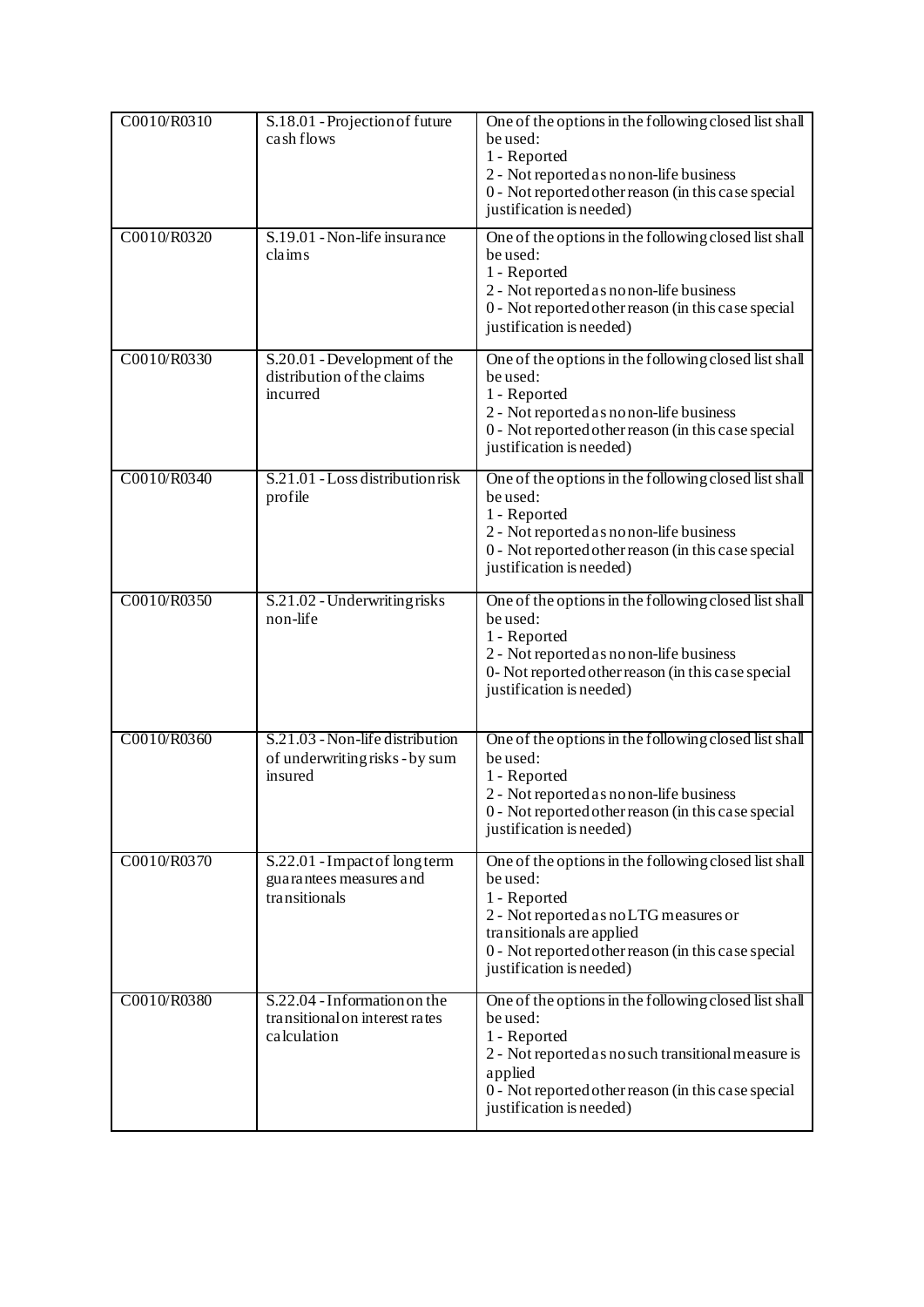| | | |
|---|---|---|
| C0010/R0310 | S.18.01 - Projection of future cash flows | One of the options in the following closed list shall be used:<br>1 - Reported<br>2 - Not reported as no non-life business<br>0 - Not reported other reason (in this case special justification is needed) |
| C0010/R0320 | S.19.01 - Non-life insurance claims | One of the options in the following closed list shall be used:<br>1 - Reported<br>2 - Not reported as no non-life business<br>0 - Not reported other reason (in this case special justification is needed) |
| C0010/R0330 | S.20.01 - Development of the distribution of the claims incurred | One of the options in the following closed list shall be used:<br>1 - Reported<br>2 - Not reported as no non-life business<br>0 - Not reported other reason (in this case special justification is needed) |
| C0010/R0340 | S.21.01 - Loss distribution risk profile | One of the options in the following closed list shall be used:<br>1 - Reported<br>2 - Not reported as no non-life business<br>0 - Not reported other reason (in this case special justification is needed) |
| C0010/R0350 | S.21.02 - Underwriting risks non-life | One of the options in the following closed list shall be used:<br>1 - Reported<br>2 - Not reported as no non-life business<br>0- Not reported other reason (in this case special justification is needed) |
| C0010/R0360 | S.21.03 - Non-life distribution of underwriting risks - by sum insured | One of the options in the following closed list shall be used:<br>1 - Reported<br>2 - Not reported as no non-life business<br>0 - Not reported other reason (in this case special justification is needed) |
| C0010/R0370 | S.22.01 - Impact of long term guarantees measures and transitionals | One of the options in the following closed list shall be used:<br>1 - Reported<br>2 - Not reported as no LTG measures or transitionals are applied<br>0 - Not reported other reason (in this case special justification is needed) |
| C0010/R0380 | S.22.04 - Information on the transitional on interest rates calculation | One of the options in the following closed list shall be used:<br>1 - Reported<br>2 - Not reported as no such transitional measure is applied<br>0 - Not reported other reason (in this case special justification is needed) |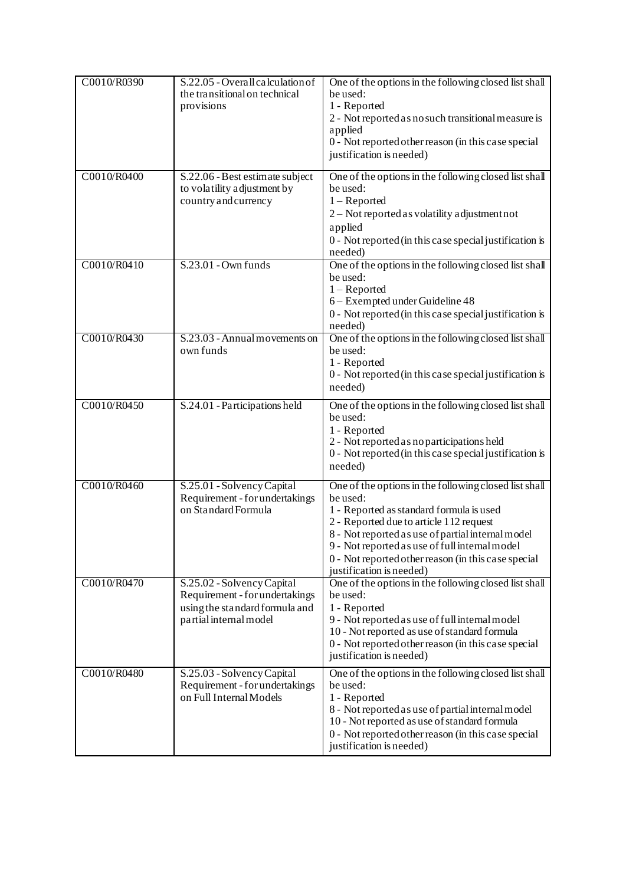| | | |
|---|---|---|
| C0010/R0390 | S.22.05 - Overall calculation of the transitional on technical provisions | One of the options in the following closed list shall be used:<br>1 - Reported<br>2 - Not reported as no such transitional measure is applied<br>0 - Not reported other reason (in this case special justification is needed) |
| C0010/R0400 | S.22.06 - Best estimate subject to volatility adjustment by country and currency | One of the options in the following closed list shall be used:<br>1 – Reported<br>2 – Not reported as volatility adjustment not applied<br>0 - Not reported (in this case special justification is needed) |
| C0010/R0410 | S.23.01 - Own funds | One of the options in the following closed list shall be used:<br>1 – Reported<br>6 – Exempted under Guideline 48<br>0 - Not reported (in this case special justification is needed) |
| C0010/R0430 | S.23.03 - Annual movements on own funds | One of the options in the following closed list shall be used:<br>1 - Reported<br>0 - Not reported (in this case special justification is needed) |
| C0010/R0450 | S.24.01 - Participations held | One of the options in the following closed list shall be used:<br>1 - Reported<br>2 - Not reported as no participations held<br>0 - Not reported (in this case special justification is needed) |
| C0010/R0460 | S.25.01 - Solvency Capital Requirement - for undertakings on Standard Formula | One of the options in the following closed list shall be used:<br>1 - Reported as standard formula is used<br>2 - Reported due to article 112 request<br>8 - Not reported as use of partial internal model<br>9 - Not reported as use of full internal model<br>0 - Not reported other reason (in this case special justification is needed) |
| C0010/R0470 | S.25.02 - Solvency Capital Requirement - for undertakings using the standard formula and partial internal model | One of the options in the following closed list shall be used:<br>1 - Reported<br>9 - Not reported as use of full internal model<br>10 - Not reported as use of standard formula<br>0 - Not reported other reason (in this case special justification is needed) |
| C0010/R0480 | S.25.03 - Solvency Capital Requirement - for undertakings on Full Internal Models | One of the options in the following closed list shall be used:<br>1 - Reported<br>8 - Not reported as use of partial internal model<br>10 - Not reported as use of standard formula<br>0 - Not reported other reason (in this case special justification is needed) |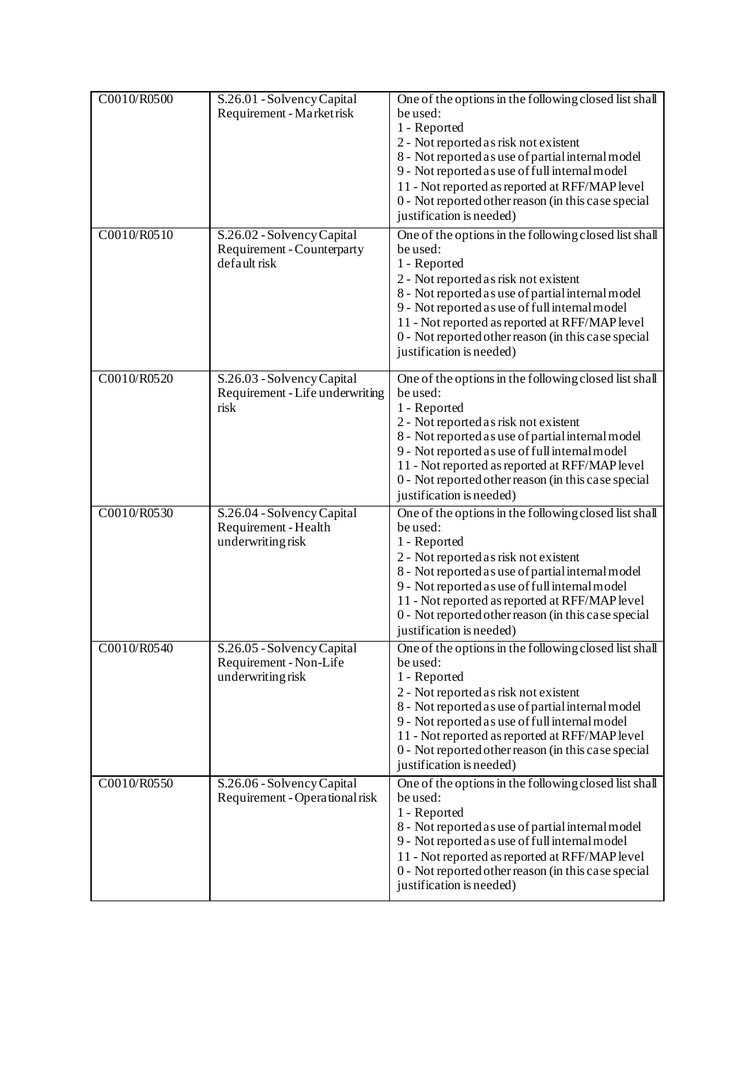| C0010/R0500 | S.26.01 - Solvency Capital Requirement - Market risk | One of the options in the following closed list shall be used:<br>1 - Reported<br>2 - Not reported as risk not existent<br>8 - Not reported as use of partial internal model<br>9 - Not reported as use of full internal model<br>11 - Not reported as reported at RFF/MAP level<br>0 - Not reported other reason (in this case special justification is needed) |
|---|---|---|
| C0010/R0510 | S.26.02 - Solvency Capital Requirement - Counterparty default risk | One of the options in the following closed list shall be used:<br>1 - Reported<br>2 - Not reported as risk not existent<br>8 - Not reported as use of partial internal model<br>9 - Not reported as use of full internal model<br>11 - Not reported as reported at RFF/MAP level<br>0 - Not reported other reason (in this case special justification is needed) |
| C0010/R0520 | S.26.03 - Solvency Capital Requirement - Life underwriting risk | One of the options in the following closed list shall be used:<br>1 - Reported<br>2 - Not reported as risk not existent<br>8 - Not reported as use of partial internal model<br>9 - Not reported as use of full internal model<br>11 - Not reported as reported at RFF/MAP level<br>0 - Not reported other reason (in this case special justification is needed) |
| C0010/R0530 | S.26.04 - Solvency Capital Requirement - Health underwriting risk | One of the options in the following closed list shall be used:<br>1 - Reported<br>2 - Not reported as risk not existent<br>8 - Not reported as use of partial internal model<br>9 - Not reported as use of full internal model<br>11 - Not reported as reported at RFF/MAP level<br>0 - Not reported other reason (in this case special justification is needed) |
| C0010/R0540 | S.26.05 - Solvency Capital Requirement - Non-Life underwriting risk | One of the options in the following closed list shall be used:<br>1 - Reported<br>2 - Not reported as risk not existent<br>8 - Not reported as use of partial internal model<br>9 - Not reported as use of full internal model<br>11 - Not reported as reported at RFF/MAP level<br>0 - Not reported other reason (in this case special justification is needed) |
| C0010/R0550 | S.26.06 - Solvency Capital Requirement - Operational risk | One of the options in the following closed list shall be used:<br>1 - Reported<br>8 - Not reported as use of partial internal model<br>9 - Not reported as use of full internal model<br>11 - Not reported as reported at RFF/MAP level<br>0 - Not reported other reason (in this case special justification is needed) |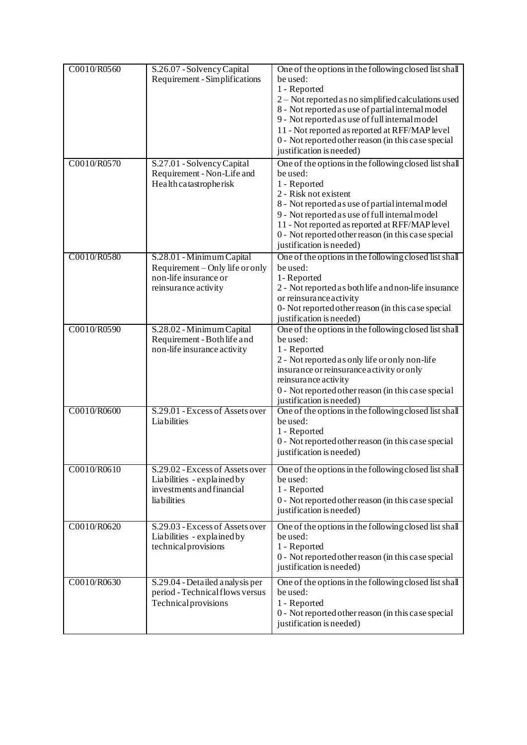| C0010/R0560 | S.26.07 - Solvency Capital Requirement - Simplifications | One of the options in the following closed list shall be used:<br>1 - Reported<br>2 – Not reported as no simplified calculations used<br>8 - Not reported as use of partial internal model<br>9 - Not reported as use of full internal model<br>11 - Not reported as reported at RFF/MAP level<br>0 - Not reported other reason (in this case special justification is needed) |
|---|---|---|
| C0010/R0570 | S.27.01 - Solvency Capital Requirement - Non-Life and Health catastrophe risk | One of the options in the following closed list shall be used:<br>1 - Reported<br>2 - Risk not existent<br>8 - Not reported as use of partial internal model<br>9 - Not reported as use of full internal model<br>11 - Not reported as reported at RFF/MAP level<br>0 - Not reported other reason (in this case special justification is needed) |
| C0010/R0580 | S.28.01 - Minimum Capital Requirement – Only life or only non-life insurance or reinsurance activity | One of the options in the following closed list shall be used:<br>1- Reported<br>2 - Not reported as both life and non-life insurance or reinsurance activity<br>0- Not reported other reason (in this case special justification is needed) |
| C0010/R0590 | S.28.02 - Minimum Capital Requirement - Both life and non-life insurance activity | One of the options in the following closed list shall be used:<br>1 - Reported<br>2 - Not reported as only life or only non-life insurance or reinsurance activity or only reinsurance activity<br>0 - Not reported other reason (in this case special justification is needed) |
| C0010/R0600 | S.29.01 - Excess of Assets over Liabilities | One of the options in the following closed list shall be used:<br>1 - Reported<br>0 - Not reported other reason (in this case special justification is needed) |
| C0010/R0610 | S.29.02 - Excess of Assets over Liabilities - explained by investments and financial liabilities | One of the options in the following closed list shall be used:<br>1 - Reported<br>0 - Not reported other reason (in this case special justification is needed) |
| C0010/R0620 | S.29.03 - Excess of Assets over Liabilities - explained by technical provisions | One of the options in the following closed list shall be used:<br>1 - Reported<br>0 - Not reported other reason (in this case special justification is needed) |
| C0010/R0630 | S.29.04 - Detailed analysis per period - Technical flows versus Technical provisions | One of the options in the following closed list shall be used:<br>1 - Reported<br>0 - Not reported other reason (in this case special justification is needed) |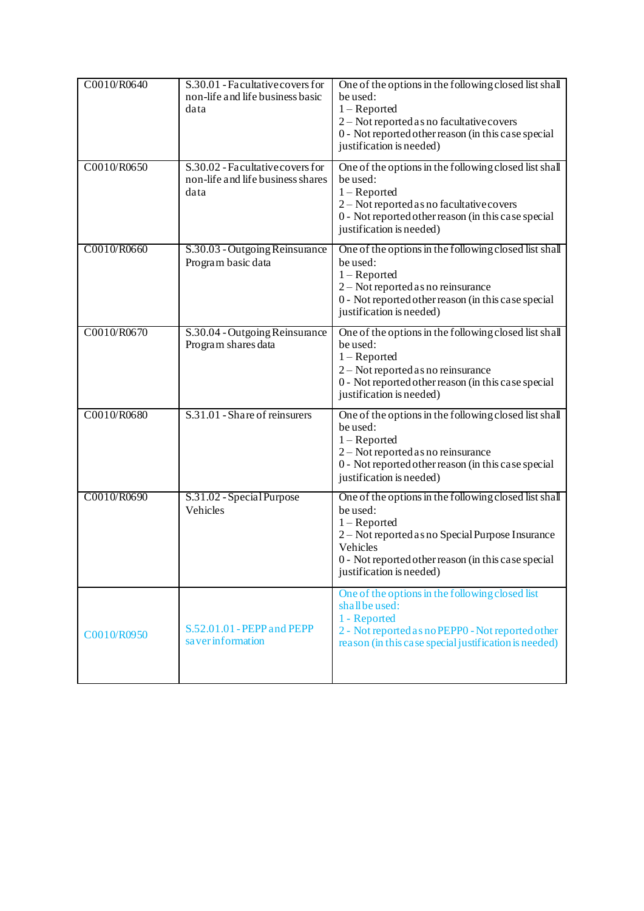| | | |
|---|---|---|
| C0010/R0640 | S.30.01 - Facultative covers for non-life and life business basic data | One of the options in the following closed list shall be used:<br>1 – Reported<br>2 – Not reported as no facultative covers<br>0 - Not reported other reason (in this case special justification is needed) |
| C0010/R0650 | S.30.02 - Facultative covers for non-life and life business shares data | One of the options in the following closed list shall be used:<br>1 – Reported<br>2 – Not reported as no facultative covers<br>0 - Not reported other reason (in this case special justification is needed) |
| C0010/R0660 | S.30.03 - Outgoing Reinsurance Program basic data | One of the options in the following closed list shall be used:<br>1 – Reported<br>2 – Not reported as no reinsurance<br>0 - Not reported other reason (in this case special justification is needed) |
| C0010/R0670 | S.30.04 - Outgoing Reinsurance Program shares data | One of the options in the following closed list shall be used:<br>1 – Reported<br>2 – Not reported as no reinsurance<br>0 - Not reported other reason (in this case special justification is needed) |
| C0010/R0680 | S.31.01 - Share of reinsurers | One of the options in the following closed list shall be used:<br>1 – Reported<br>2 – Not reported as no reinsurance<br>0 - Not reported other reason (in this case special justification is needed) |
| C0010/R0690 | S.31.02 - Special Purpose Vehicles | One of the options in the following closed list shall be used:<br>1 – Reported<br>2 – Not reported as no Special Purpose Insurance Vehicles<br>0 - Not reported other reason (in this case special justification is needed) |
| C0010/R0950 | S.52.01.01 - PEPP and PEPP saver information | One of the options in the following closed list shall be used:<br>1 - Reported<br>2 - Not reported as no PEPP0 - Not reported other reason (in this case special justification is needed) |